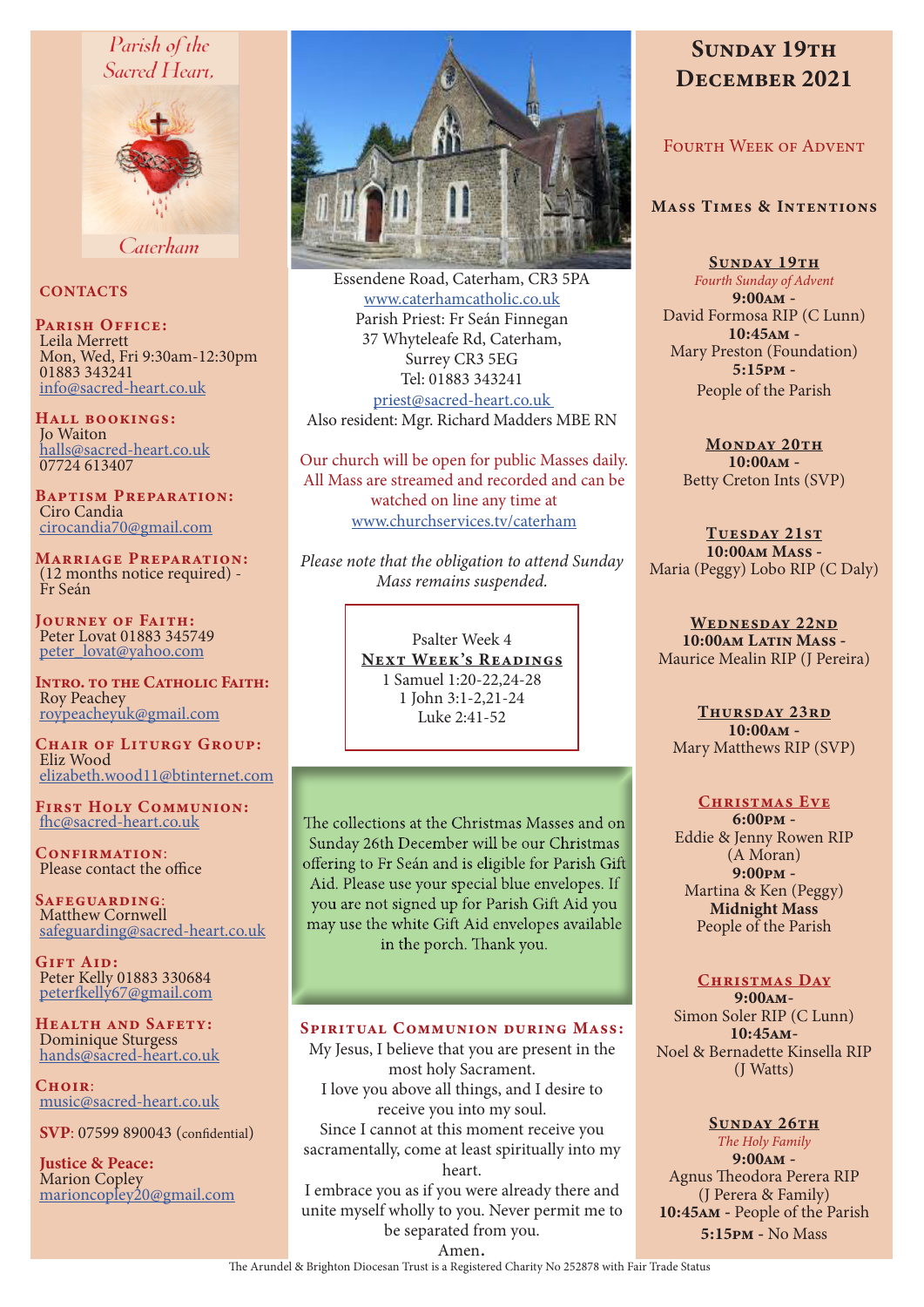Parish of the Sacred Heart, Caterham

## CONTACTS

**Parish Office:**
Leila Merrett
Mon, Wed, Fri 9:30am-12:30pm
01883 343241
info@sacred-heart.co.uk

**Hall bookings:**
Jo Waiton
halls@sacred-heart.co.uk
07724 613407

**Baptism Preparation:**
Ciro Candia
cirocandia70@gmail.com

**Marriage Preparation:**
(12 months notice required) - Fr Seán

**Journey of Faith:**
Peter Lovat 01883 345749
peter_lovat@yahoo.com

**Intro. to the Catholic Faith:**
Roy Peachey
roypeacheyuk@gmail.com

**Chair of Liturgy Group:**
Eliz Wood
elizabeth.wood11@btinternet.com

**First Holy Communion:**
fhc@sacred-heart.co.uk

**Confirmation:**
Please contact the office

**Safeguarding:**
Matthew Cornwell
safeguarding@sacred-heart.co.uk

**Gift Aid:**
Peter Kelly 01883 330684
peterfkelly67@gmail.com

**Health and Safety:**
Dominique Sturgess
hands@sacred-heart.co.uk

**Choir:**
music@sacred-heart.co.uk

**SVP:** 07599 890043 (confidential)

**Justice & Peace:**
Marion Copley
marioncopley20@gmail.com

Essendene Road, Caterham, CR3 5PA
www.caterhamcatholic.co.uk
Parish Priest: Fr Seán Finnegan
37 Whyteleafe Rd, Caterham,
Surrey CR3 5EG
Tel: 01883 343241
priest@sacred-heart.co.uk
Also resident: Mgr. Richard Madders MBE RN

Our church will be open for public Masses daily. All Mass are streamed and recorded and can be watched on line any time at www.churchservices.tv/caterham

*Please note that the obligation to attend Sunday Mass remains suspended.*

Psalter Week 4
**Next Week's Readings**
1 Samuel 1:20-22,24-28
1 John 3:1-2,21-24
Luke 2:41-52

The collections at the Christmas Masses and on Sunday 26th December will be our Christmas offering to Fr Seán and is eligible for Parish Gift Aid. Please use your special blue envelopes. If you are not signed up for Parish Gift Aid you may use the white Gift Aid envelopes available in the porch. Thank you.

### Spiritual Communion during Mass:

My Jesus, I believe that you are present in the most holy Sacrament.
I love you above all things, and I desire to receive you into my soul.
Since I cannot at this moment receive you sacramentally, come at least spiritually into my heart.
I embrace you as if you were already there and unite myself wholly to you. Never permit me to be separated from you.
Amen.

# Sunday 19th December 2021

## Fourth Week of Advent

### Mass Times & Intentions

**Sunday 19th**
*Fourth Sunday of Advent*
**9:00am** -
David Formosa RIP (C Lunn)
**10:45am** -
Mary Preston (Foundation)
**5:15pm** -
People of the Parish

**Monday 20th**
**10:00am** -
Betty Creton Ints (SVP)

**Tuesday 21st**
**10:00am Mass** -
Maria (Peggy) Lobo RIP (C Daly)

**Wednesday 22nd**
**10:00am Latin Mass** -
Maurice Mealin RIP (J Pereira)

**Thursday 23rd**
**10:00am** -
Mary Matthews RIP (SVP)

**Christmas Eve**
**6:00pm** -
Eddie & Jenny Rowen RIP (A Moran)
**9:00pm** -
Martina & Ken (Peggy)
**Midnight Mass**
People of the Parish

**Christmas Day**
**9:00am**-
Simon Soler RIP (C Lunn)
**10:45am**-
Noel & Bernadette Kinsella RIP (J Watts)

**Sunday 26th**
*The Holy Family*
**9:00am** -
Agnus Theodora Perera RIP (J Perera & Family)
**10:45am** - People of the Parish
**5:15pm** - No Mass

The Arundel & Brighton Diocesan Trust is a Registered Charity No 252878 with Fair Trade Status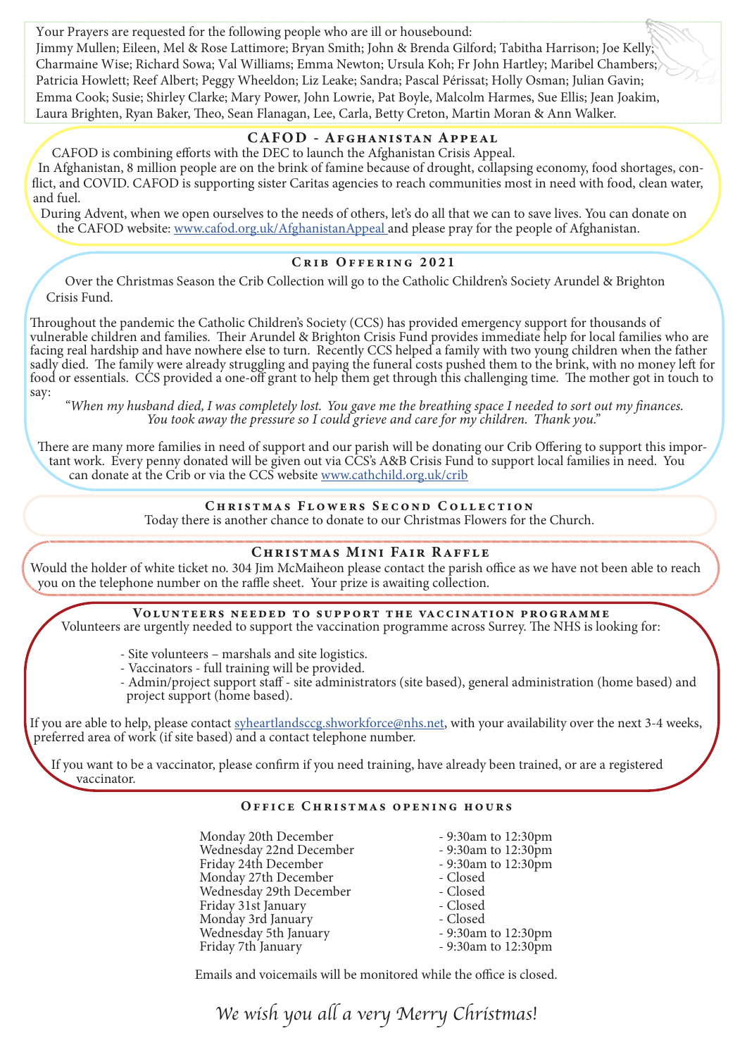Your Prayers are requested for the following people who are ill or housebound:
Jimmy Mullen; Eileen, Mel & Rose Lattimore; Bryan Smith; John & Brenda Gilford; Tabitha Harrison; Joe Kelly; Charmaine Wise; Richard Sowa; Val Williams; Emma Newton; Ursula Koh; Fr John Hartley; Maribel Chambers; Patricia Howlett; Reef Albert; Peggy Wheeldon; Liz Leake; Sandra; Pascal Périssat; Holly Osman; Julian Gavin; Emma Cook; Susie; Shirley Clarke; Mary Power, John Lowrie, Pat Boyle, Malcolm Harmes, Sue Ellis; Jean Joakim, Laura Brighten, Ryan Baker, Theo, Sean Flanagan, Lee, Carla, Betty Creton, Martin Moran & Ann Walker.

## CAFOD - Afghanistan Appeal

CAFOD is combining efforts with the DEC to launch the Afghanistan Crisis Appeal.

In Afghanistan, 8 million people are on the brink of famine because of drought, collapsing economy, food shortages, conflict, and COVID. CAFOD is supporting sister Caritas agencies to reach communities most in need with food, clean water, and fuel.

During Advent, when we open ourselves to the needs of others, let's do all that we can to save lives. You can donate on the CAFOD website: www.cafod.org.uk/AfghanistanAppeal and please pray for the people of Afghanistan.

## Crib Offering 2021

Over the Christmas Season the Crib Collection will go to the Catholic Children's Society Arundel & Brighton Crisis Fund.

Throughout the pandemic the Catholic Children's Society (CCS) has provided emergency support for thousands of vulnerable children and families. Their Arundel & Brighton Crisis Fund provides immediate help for local families who are facing real hardship and have nowhere else to turn. Recently CCS helped a family with two young children when the father sadly died. The family were already struggling and paying the funeral costs pushed them to the brink, with no money left for food or essentials. CCS provided a one-off grant to help them get through this challenging time. The mother got in touch to say:

*"When my husband died, I was completely lost. You gave me the breathing space I needed to sort out my finances. You took away the pressure so I could grieve and care for my children. Thank you."*

There are many more families in need of support and our parish will be donating our Crib Offering to support this important work. Every penny donated will be given out via CCS's A&B Crisis Fund to support local families in need. You can donate at the Crib or via the CCS website www.cathchild.org.uk/crib

## Christmas Flowers Second Collection

Today there is another chance to donate to our Christmas Flowers for the Church.

## Christmas Mini Fair Raffle

Would the holder of white ticket no. 304 Jim McMaiheon please contact the parish office as we have not been able to reach you on the telephone number on the raffle sheet. Your prize is awaiting collection.

## Volunteers needed to support the vaccination programme

Volunteers are urgently needed to support the vaccination programme across Surrey. The NHS is looking for:

- Site volunteers – marshals and site logistics.
- Vaccinators - full training will be provided.
- Admin/project support staff - site administrators (site based), general administration (home based) and project support (home based).

If you are able to help, please contact syheartlandsccg.shworkforce@nhs.net, with your availability over the next 3-4 weeks, preferred area of work (if site based) and a contact telephone number.

If you want to be a vaccinator, please confirm if you need training, have already been trained, or are a registered vaccinator.

## Office Christmas opening hours

| | |
|---|---|
| Monday 20th December | - 9:30am to 12:30pm |
| Wednesday 22nd December | - 9:30am to 12:30pm |
| Friday 24th December | - 9:30am to 12:30pm |
| Monday 27th December | - Closed |
| Wednesday 29th December | - Closed |
| Friday 31st January | - Closed |
| Monday 3rd January | - Closed |
| Wednesday 5th January | - 9:30am to 12:30pm |
| Friday 7th January | - 9:30am to 12:30pm |

Emails and voicemails will be monitored while the office is closed.

*We wish you all a very Merry Christmas!*